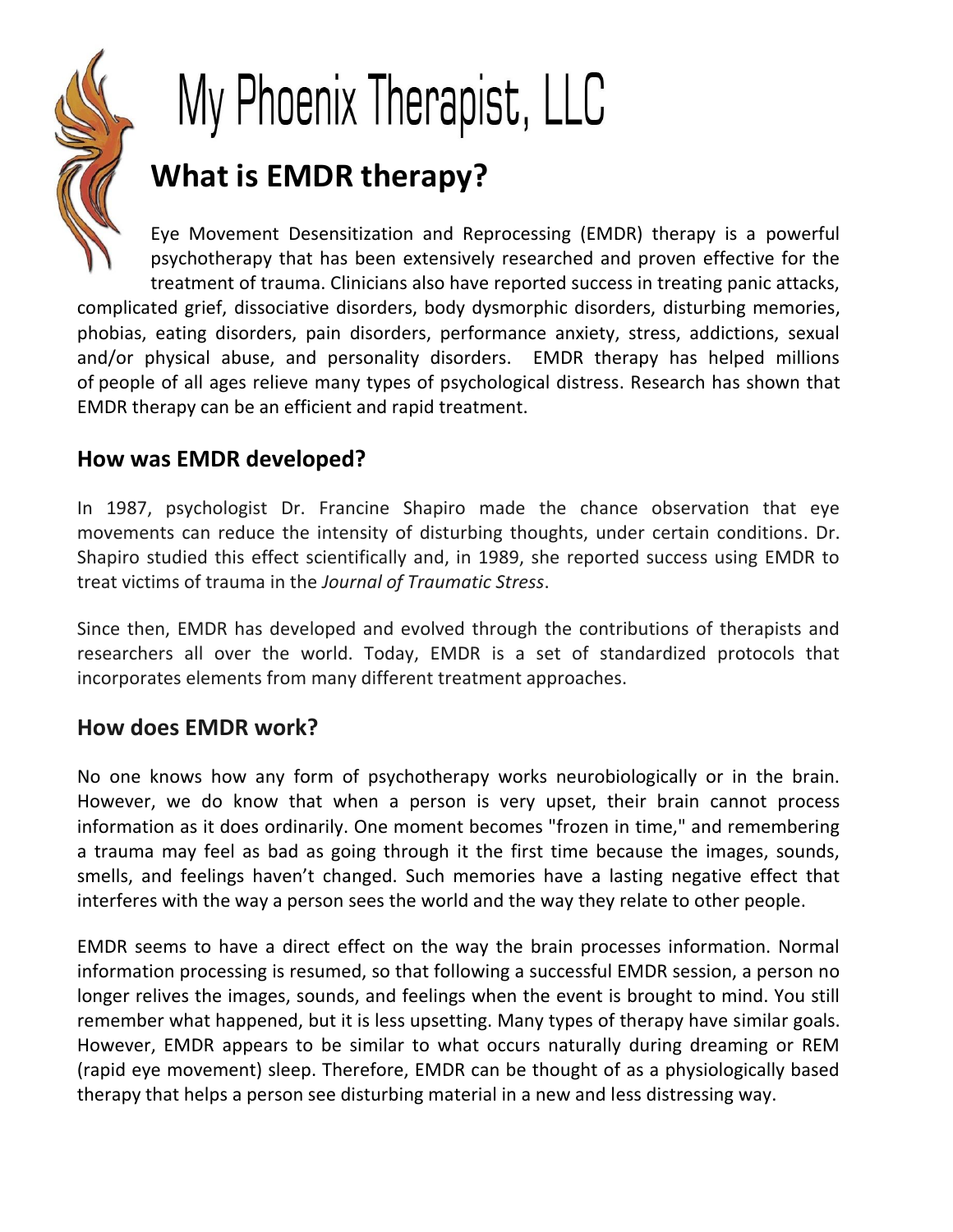# My Phoenix Therapist, LLC

## What is EMDR therapy?

Eye Movement Desensitization and Reprocessing (EMDR) therapy is a powerful psychotherapy that has been extensively researched and proven effective for the treatment of trauma. Clinicians also have reported success in treating panic attacks, complicated grief, dissociative disorders, body dysmorphic disorders, disturbing memories, phobias, eating disorders, pain disorders, performance anxiety, stress, addictions, sexual and/or physical abuse, and personality disorders. EMDR therapy has helped millions of people of all ages relieve many types of psychological distress. Research has shown that EMDR therapy can be an efficient and rapid treatment.

### How was EMDR developed?

In 1987, psychologist Dr. Francine Shapiro made the chance observation that eye movements can reduce the intensity of disturbing thoughts, under certain conditions. Dr. Shapiro studied this effect scientifically and, in 1989, she reported success using EMDR to treat victims of trauma in the *Journal of Traumatic Stress*.

Since then, EMDR has developed and evolved through the contributions of therapists and researchers all over the world. Today, EMDR is a set of standardized protocols that incorporates elements from many different treatment approaches.

### How does EMDR work?

No one knows how any form of psychotherapy works neurobiologically or in the brain. However, we do know that when a person is very upset, their brain cannot process information as it does ordinarily. One moment becomes "frozen in time," and remembering a trauma may feel as bad as going through it the first time because the images, sounds, smells, and feelings haven't changed. Such memories have a lasting negative effect that interferes with the way a person sees the world and the way they relate to other people.

EMDR seems to have a direct effect on the way the brain processes information. Normal information processing is resumed, so that following a successful EMDR session, a person no longer relives the images, sounds, and feelings when the event is brought to mind. You still remember what happened, but it is less upsetting. Many types of therapy have similar goals. However, EMDR appears to be similar to what occurs naturally during dreaming or REM (rapid eye movement) sleep. Therefore, EMDR can be thought of as a physiologically based therapy that helps a person see disturbing material in a new and less distressing way.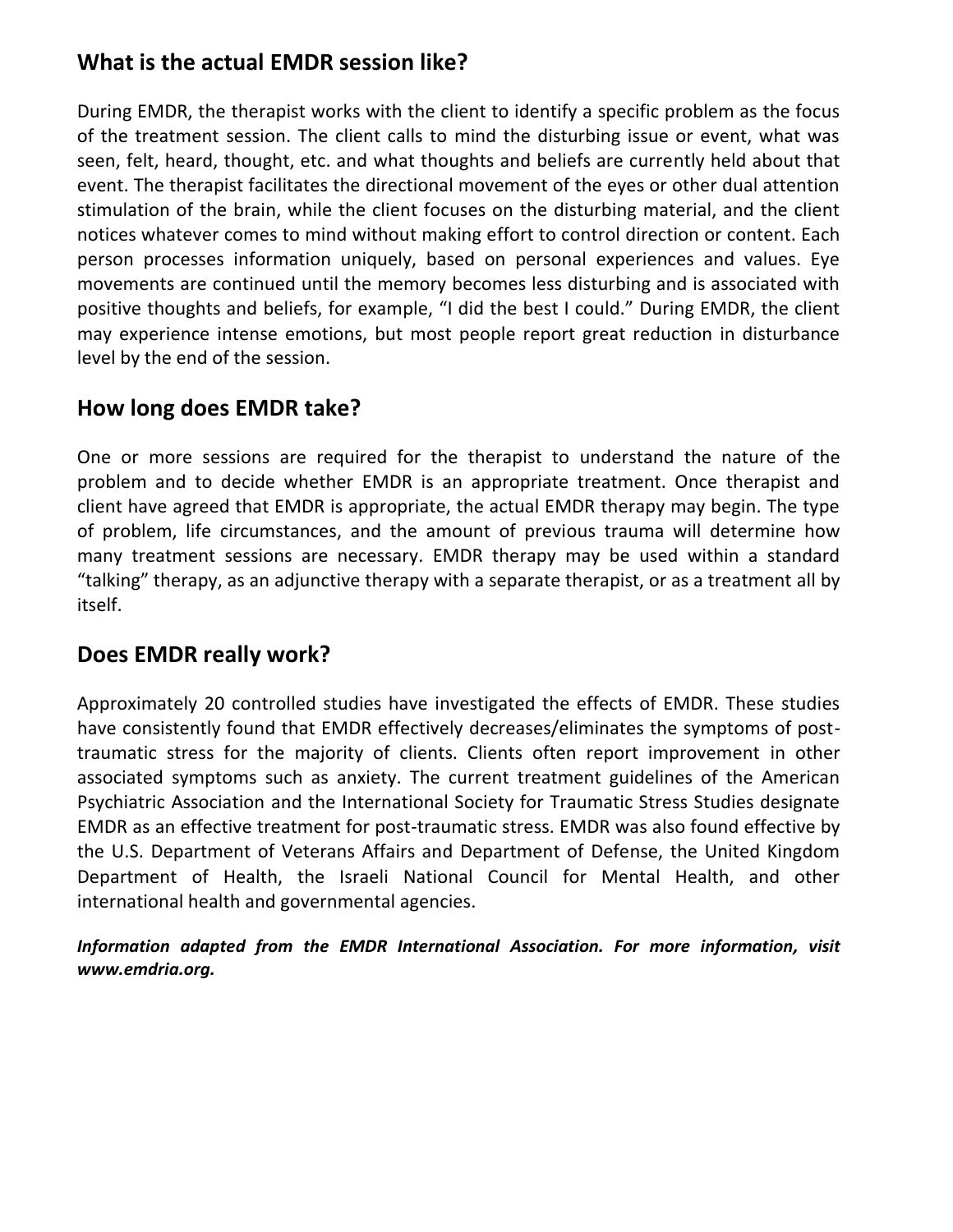## What is the actual EMDR session like?

During EMDR, the therapist works with the client to identify a specific problem as the focus of the treatment session. The client calls to mind the disturbing issue or event, what was seen, felt, heard, thought, etc. and what thoughts and beliefs are currently held about that event. The therapist facilitates the directional movement of the eyes or other dual attention stimulation of the brain, while the client focuses on the disturbing material, and the client notices whatever comes to mind without making effort to control direction or content. Each person processes information uniquely, based on personal experiences and values. Eye movements are continued until the memory becomes less disturbing and is associated with positive thoughts and beliefs, for example, "I did the best I could." During EMDR, the client may experience intense emotions, but most people report great reduction in disturbance level by the end of the session.

## How long does EMDR take?

One or more sessions are required for the therapist to understand the nature of the problem and to decide whether EMDR is an appropriate treatment. Once therapist and client have agreed that EMDR is appropriate, the actual EMDR therapy may begin. The type of problem, life circumstances, and the amount of previous trauma will determine how many treatment sessions are necessary. EMDR therapy may be used within a standard "talking" therapy, as an adjunctive therapy with a separate therapist, or as a treatment all by itself.

## Does EMDR really work?

Approximately 20 controlled studies have investigated the effects of EMDR. These studies have consistently found that EMDR effectively decreases/eliminates the symptoms of post-traumatic stress for the majority of clients. Clients often report improvement in other associated symptoms such as anxiety. The current treatment guidelines of the American Psychiatric Association and the International Society for Traumatic Stress Studies designate EMDR as an effective treatment for post-traumatic stress. EMDR was also found effective by the U.S. Department of Veterans Affairs and Department of Defense, the United Kingdom Department of Health, the Israeli National Council for Mental Health, and other international health and governmental agencies.

***Information adapted from the EMDR International Association. For more information, visit www.emdria.org.***